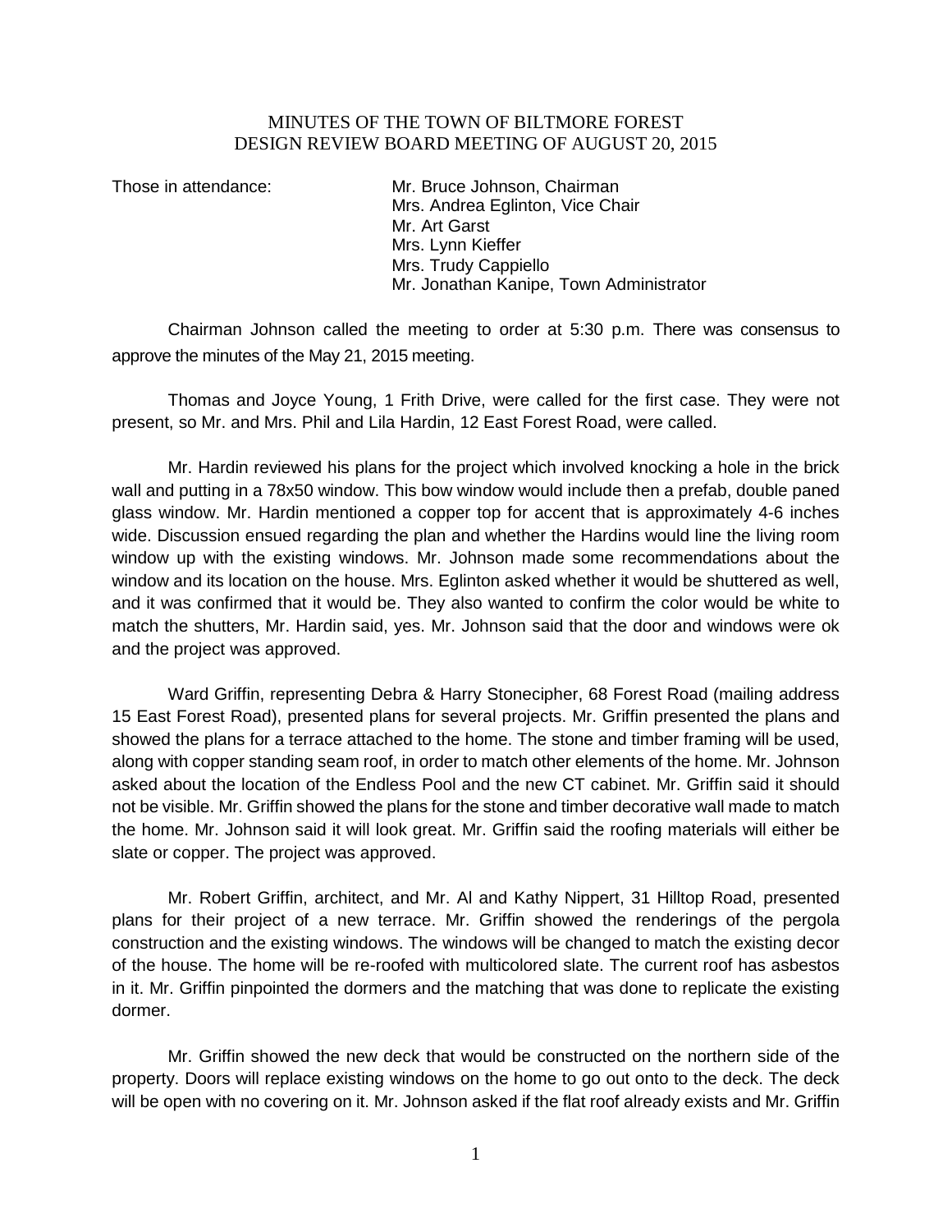# MINUTES OF THE TOWN OF BILTMORE FOREST
## DESIGN REVIEW BOARD MEETING OF AUGUST 20, 2015

Those in attendance:

Mr. Bruce Johnson, Chairman
Mrs. Andrea Eglinton, Vice Chair
Mr. Art Garst
Mrs. Lynn Kieffer
Mrs. Trudy Cappiello
Mr. Jonathan Kanipe, Town Administrator

Chairman Johnson called the meeting to order at 5:30 p.m. There was consensus to approve the minutes of the May 21, 2015 meeting.

Thomas and Joyce Young, 1 Frith Drive, were called for the first case. They were not present, so Mr. and Mrs. Phil and Lila Hardin, 12 East Forest Road, were called.

Mr. Hardin reviewed his plans for the project which involved knocking a hole in the brick wall and putting in a 78x50 window. This bow window would include then a prefab, double paned glass window. Mr. Hardin mentioned a copper top for accent that is approximately 4-6 inches wide. Discussion ensued regarding the plan and whether the Hardins would line the living room window up with the existing windows. Mr. Johnson made some recommendations about the window and its location on the house. Mrs. Eglinton asked whether it would be shuttered as well, and it was confirmed that it would be. They also wanted to confirm the color would be white to match the shutters, Mr. Hardin said, yes. Mr. Johnson said that the door and windows were ok and the project was approved.

Ward Griffin, representing Debra & Harry Stonecipher, 68 Forest Road (mailing address 15 East Forest Road), presented plans for several projects. Mr. Griffin presented the plans and showed the plans for a terrace attached to the home. The stone and timber framing will be used, along with copper standing seam roof, in order to match other elements of the home. Mr. Johnson asked about the location of the Endless Pool and the new CT cabinet. Mr. Griffin said it should not be visible. Mr. Griffin showed the plans for the stone and timber decorative wall made to match the home. Mr. Johnson said it will look great. Mr. Griffin said the roofing materials will either be slate or copper. The project was approved.

Mr. Robert Griffin, architect, and Mr. Al and Kathy Nippert, 31 Hilltop Road, presented plans for their project of a new terrace. Mr. Griffin showed the renderings of the pergola construction and the existing windows. The windows will be changed to match the existing decor of the house. The home will be re-roofed with multicolored slate. The current roof has asbestos in it. Mr. Griffin pinpointed the dormers and the matching that was done to replicate the existing dormer.

Mr. Griffin showed the new deck that would be constructed on the northern side of the property. Doors will replace existing windows on the home to go out onto to the deck. The deck will be open with no covering on it. Mr. Johnson asked if the flat roof already exists and Mr. Griffin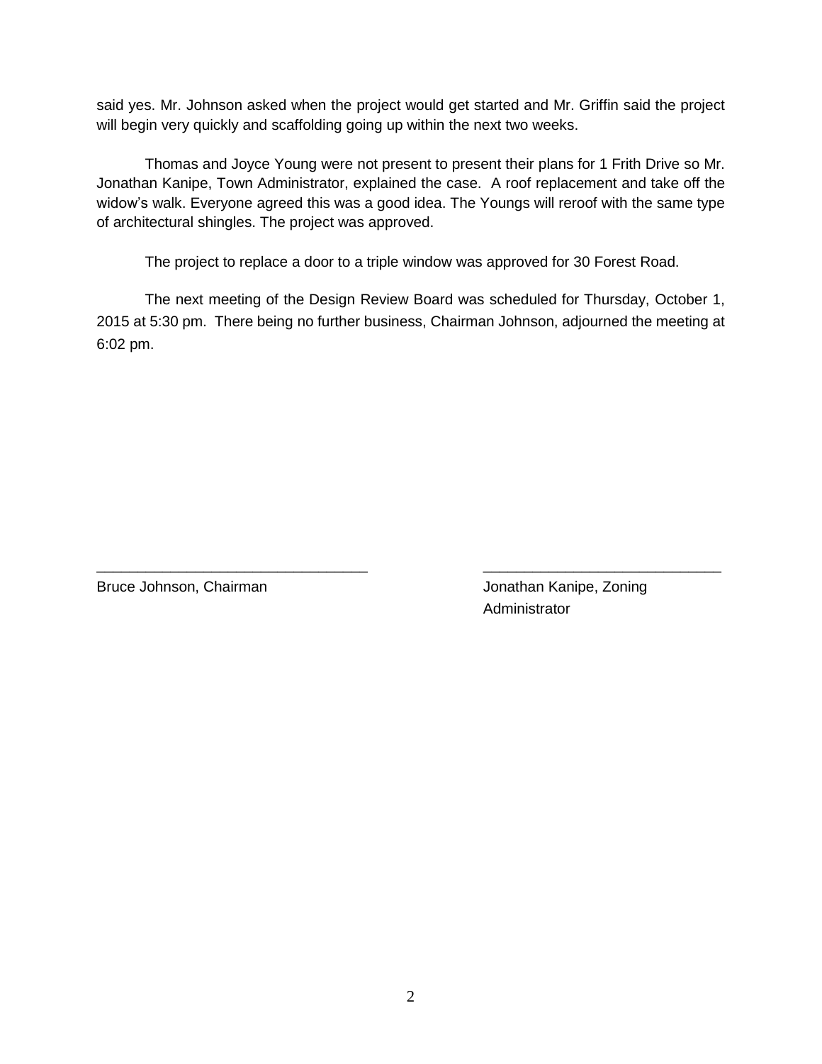said yes. Mr. Johnson asked when the project would get started and Mr. Griffin said the project will begin very quickly and scaffolding going up within the next two weeks.

Thomas and Joyce Young were not present to present their plans for 1 Frith Drive so Mr. Jonathan Kanipe, Town Administrator, explained the case. A roof replacement and take off the widow's walk. Everyone agreed this was a good idea. The Youngs will reroof with the same type of architectural shingles. The project was approved.

The project to replace a door to a triple window was approved for 30 Forest Road.

The next meeting of the Design Review Board was scheduled for Thursday, October 1, 2015 at 5:30 pm. There being no further business, Chairman Johnson, adjourned the meeting at 6:02 pm.

_________________________________ _____________________________

Bruce Johnson, Chairman

Jonathan Kanipe, Zoning Administrator